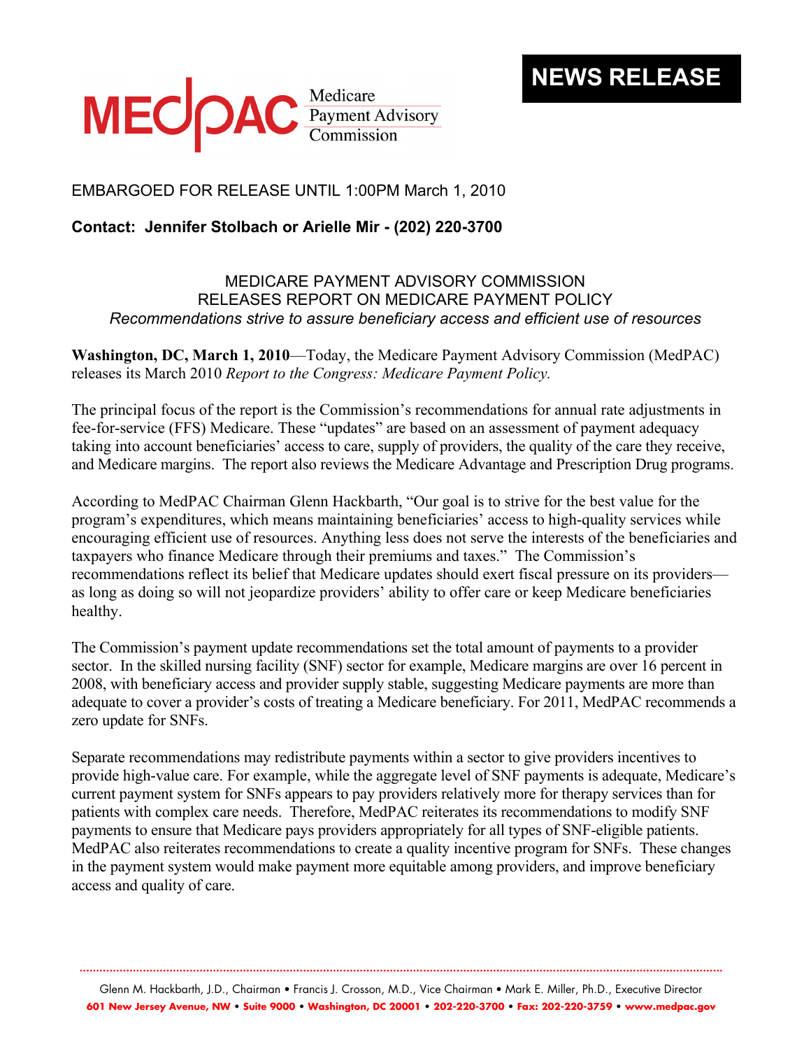MEDPAC Medicare Payment Advisory Commission

# NEWS RELEASE

EMBARGOED FOR RELEASE UNTIL 1:00PM March 1, 2010

**Contact: Jennifer Stolbach or Arielle Mir - (202) 220-3700**

## MEDICARE PAYMENT ADVISORY COMMISSION RELEASES REPORT ON MEDICARE PAYMENT POLICY

*Recommendations strive to assure beneficiary access and efficient use of resources*

**Washington, DC, March 1, 2010**—Today, the Medicare Payment Advisory Commission (MedPAC) releases its March 2010 *Report to the Congress: Medicare Payment Policy.*

The principal focus of the report is the Commission's recommendations for annual rate adjustments in fee-for-service (FFS) Medicare. These "updates" are based on an assessment of payment adequacy taking into account beneficiaries' access to care, supply of providers, the quality of the care they receive, and Medicare margins. The report also reviews the Medicare Advantage and Prescription Drug programs.

According to MedPAC Chairman Glenn Hackbarth, "Our goal is to strive for the best value for the program's expenditures, which means maintaining beneficiaries' access to high-quality services while encouraging efficient use of resources. Anything less does not serve the interests of the beneficiaries and taxpayers who finance Medicare through their premiums and taxes." The Commission's recommendations reflect its belief that Medicare updates should exert fiscal pressure on its providers—as long as doing so will not jeopardize providers' ability to offer care or keep Medicare beneficiaries healthy.

The Commission's payment update recommendations set the total amount of payments to a provider sector. In the skilled nursing facility (SNF) sector for example, Medicare margins are over 16 percent in 2008, with beneficiary access and provider supply stable, suggesting Medicare payments are more than adequate to cover a provider's costs of treating a Medicare beneficiary. For 2011, MedPAC recommends a zero update for SNFs.

Separate recommendations may redistribute payments within a sector to give providers incentives to provide high-value care. For example, while the aggregate level of SNF payments is adequate, Medicare's current payment system for SNFs appears to pay providers relatively more for therapy services than for patients with complex care needs. Therefore, MedPAC reiterates its recommendations to modify SNF payments to ensure that Medicare pays providers appropriately for all types of SNF-eligible patients. MedPAC also reiterates recommendations to create a quality incentive program for SNFs. These changes in the payment system would make payment more equitable among providers, and improve beneficiary access and quality of care.

Glenn M. Hackbarth, J.D., Chairman • Francis J. Crosson, M.D., Vice Chairman • Mark E. Miller, Ph.D., Executive Director
601 New Jersey Avenue, NW • Suite 9000 • Washington, DC 20001 • 202-220-3700 • Fax: 202-220-3759 • www.medpac.gov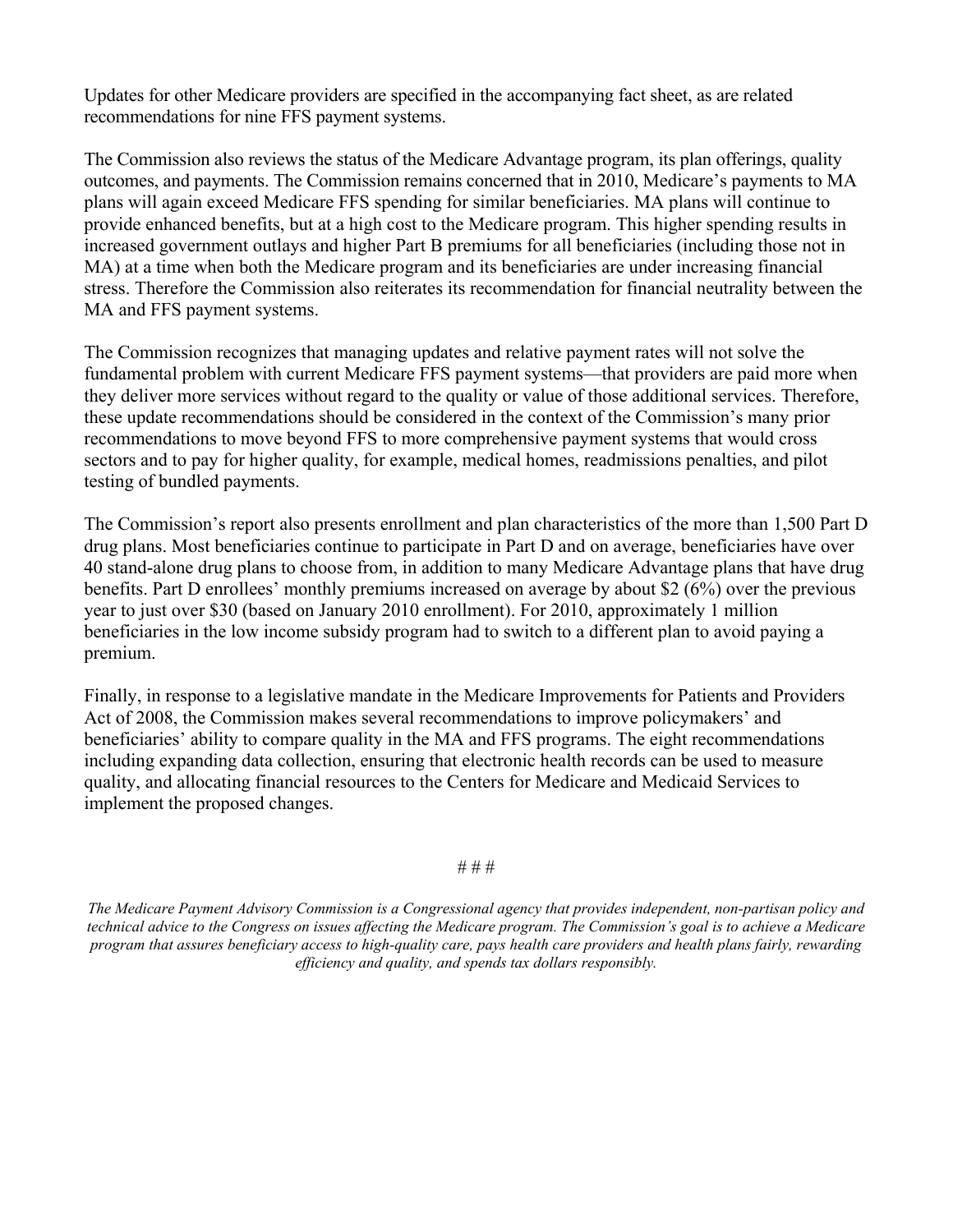Updates for other Medicare providers are specified in the accompanying fact sheet, as are related recommendations for nine FFS payment systems.

The Commission also reviews the status of the Medicare Advantage program, its plan offerings, quality outcomes, and payments. The Commission remains concerned that in 2010, Medicare's payments to MA plans will again exceed Medicare FFS spending for similar beneficiaries. MA plans will continue to provide enhanced benefits, but at a high cost to the Medicare program. This higher spending results in increased government outlays and higher Part B premiums for all beneficiaries (including those not in MA) at a time when both the Medicare program and its beneficiaries are under increasing financial stress. Therefore the Commission also reiterates its recommendation for financial neutrality between the MA and FFS payment systems.

The Commission recognizes that managing updates and relative payment rates will not solve the fundamental problem with current Medicare FFS payment systems—that providers are paid more when they deliver more services without regard to the quality or value of those additional services. Therefore, these update recommendations should be considered in the context of the Commission's many prior recommendations to move beyond FFS to more comprehensive payment systems that would cross sectors and to pay for higher quality, for example, medical homes, readmissions penalties, and pilot testing of bundled payments.

The Commission's report also presents enrollment and plan characteristics of the more than 1,500 Part D drug plans. Most beneficiaries continue to participate in Part D and on average, beneficiaries have over 40 stand-alone drug plans to choose from, in addition to many Medicare Advantage plans that have drug benefits. Part D enrollees' monthly premiums increased on average by about $2 (6%) over the previous year to just over $30 (based on January 2010 enrollment). For 2010, approximately 1 million beneficiaries in the low income subsidy program had to switch to a different plan to avoid paying a premium.

Finally, in response to a legislative mandate in the Medicare Improvements for Patients and Providers Act of 2008, the Commission makes several recommendations to improve policymakers' and beneficiaries' ability to compare quality in the MA and FFS programs. The eight recommendations including expanding data collection, ensuring that electronic health records can be used to measure quality, and allocating financial resources to the Centers for Medicare and Medicaid Services to implement the proposed changes.

# # #

*The Medicare Payment Advisory Commission is a Congressional agency that provides independent, non-partisan policy and technical advice to the Congress on issues affecting the Medicare program. The Commission's goal is to achieve a Medicare program that assures beneficiary access to high-quality care, pays health care providers and health plans fairly, rewarding efficiency and quality, and spends tax dollars responsibly.*